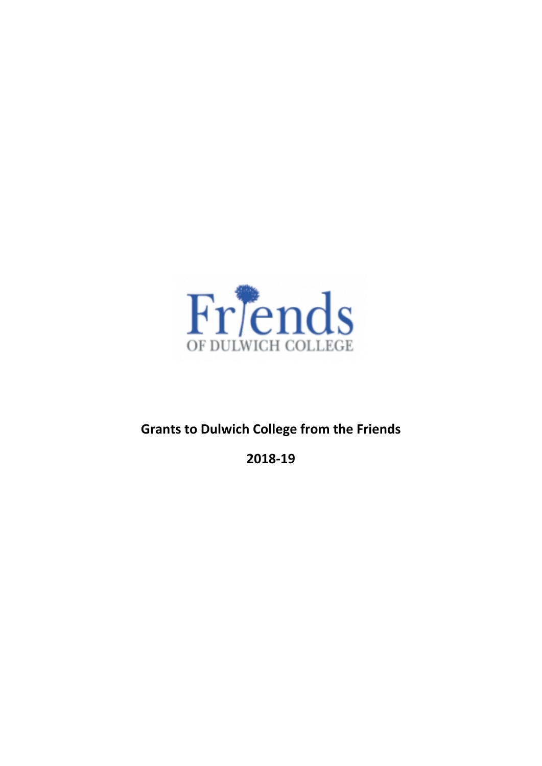Friends

OF DULWICH COLLEGE

# Grants to Dulwich College from the Friends

## 2018-19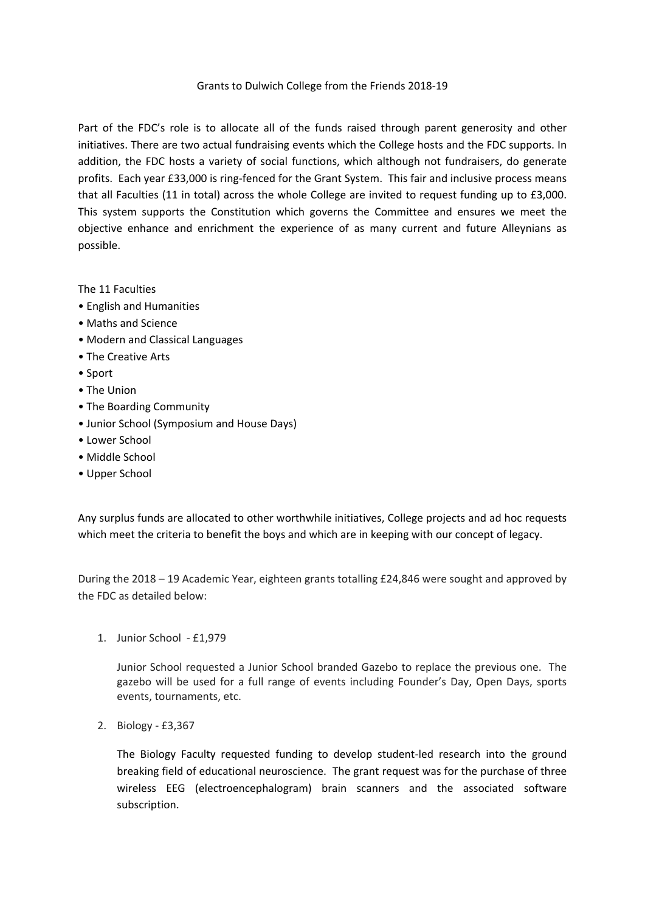Grants to Dulwich College from the Friends 2018-19

Part of the FDC's role is to allocate all of the funds raised through parent generosity and other initiatives. There are two actual fundraising events which the College hosts and the FDC supports. In addition, the FDC hosts a variety of social functions, which although not fundraisers, do generate profits. Each year £33,000 is ring-fenced for the Grant System. This fair and inclusive process means that all Faculties (11 in total) across the whole College are invited to request funding up to £3,000. This system supports the Constitution which governs the Committee and ensures we meet the objective enhance and enrichment the experience of as many current and future Alleynians as possible.

The 11 Faculties

- English and Humanities
- Maths and Science
- Modern and Classical Languages
- The Creative Arts
- Sport
- The Union
- The Boarding Community
- Junior School (Symposium and House Days)
- Lower School
- Middle School
- Upper School

Any surplus funds are allocated to other worthwhile initiatives, College projects and ad hoc requests which meet the criteria to benefit the boys and which are in keeping with our concept of legacy.

During the 2018 – 19 Academic Year, eighteen grants totalling £24,846 were sought and approved by the FDC as detailed below:

1. Junior School - £1,979

   Junior School requested a Junior School branded Gazebo to replace the previous one. The gazebo will be used for a full range of events including Founder's Day, Open Days, sports events, tournaments, etc.

2. Biology - £3,367

   The Biology Faculty requested funding to develop student-led research into the ground breaking field of educational neuroscience. The grant request was for the purchase of three wireless EEG (electroencephalogram) brain scanners and the associated software subscription.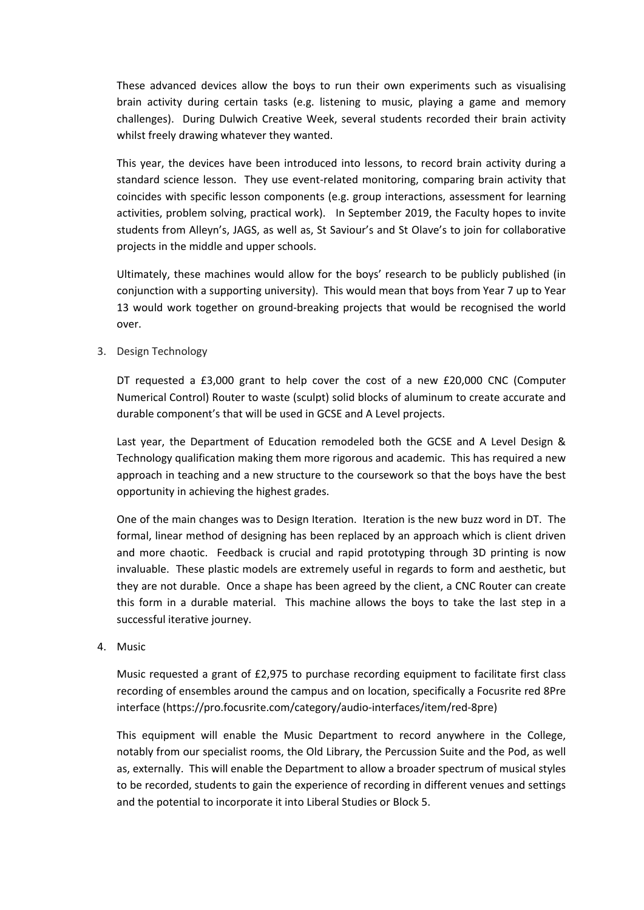These advanced devices allow the boys to run their own experiments such as visualising brain activity during certain tasks (e.g. listening to music, playing a game and memory challenges). During Dulwich Creative Week, several students recorded their brain activity whilst freely drawing whatever they wanted.

This year, the devices have been introduced into lessons, to record brain activity during a standard science lesson. They use event-related monitoring, comparing brain activity that coincides with specific lesson components (e.g. group interactions, assessment for learning activities, problem solving, practical work). In September 2019, the Faculty hopes to invite students from Alleyn's, JAGS, as well as, St Saviour's and St Olave's to join for collaborative projects in the middle and upper schools.

Ultimately, these machines would allow for the boys' research to be publicly published (in conjunction with a supporting university). This would mean that boys from Year 7 up to Year 13 would work together on ground-breaking projects that would be recognised the world over.

3. Design Technology

   DT requested a £3,000 grant to help cover the cost of a new £20,000 CNC (Computer Numerical Control) Router to waste (sculpt) solid blocks of aluminum to create accurate and durable component's that will be used in GCSE and A Level projects.

   Last year, the Department of Education remodeled both the GCSE and A Level Design & Technology qualification making them more rigorous and academic. This has required a new approach in teaching and a new structure to the coursework so that the boys have the best opportunity in achieving the highest grades.

   One of the main changes was to Design Iteration. Iteration is the new buzz word in DT. The formal, linear method of designing has been replaced by an approach which is client driven and more chaotic. Feedback is crucial and rapid prototyping through 3D printing is now invaluable. These plastic models are extremely useful in regards to form and aesthetic, but they are not durable. Once a shape has been agreed by the client, a CNC Router can create this form in a durable material. This machine allows the boys to take the last step in a successful iterative journey.

4. Music

   Music requested a grant of £2,975 to purchase recording equipment to facilitate first class recording of ensembles around the campus and on location, specifically a Focusrite red 8Pre interface (https://pro.focusrite.com/category/audio-interfaces/item/red-8pre)

   This equipment will enable the Music Department to record anywhere in the College, notably from our specialist rooms, the Old Library, the Percussion Suite and the Pod, as well as, externally. This will enable the Department to allow a broader spectrum of musical styles to be recorded, students to gain the experience of recording in different venues and settings and the potential to incorporate it into Liberal Studies or Block 5.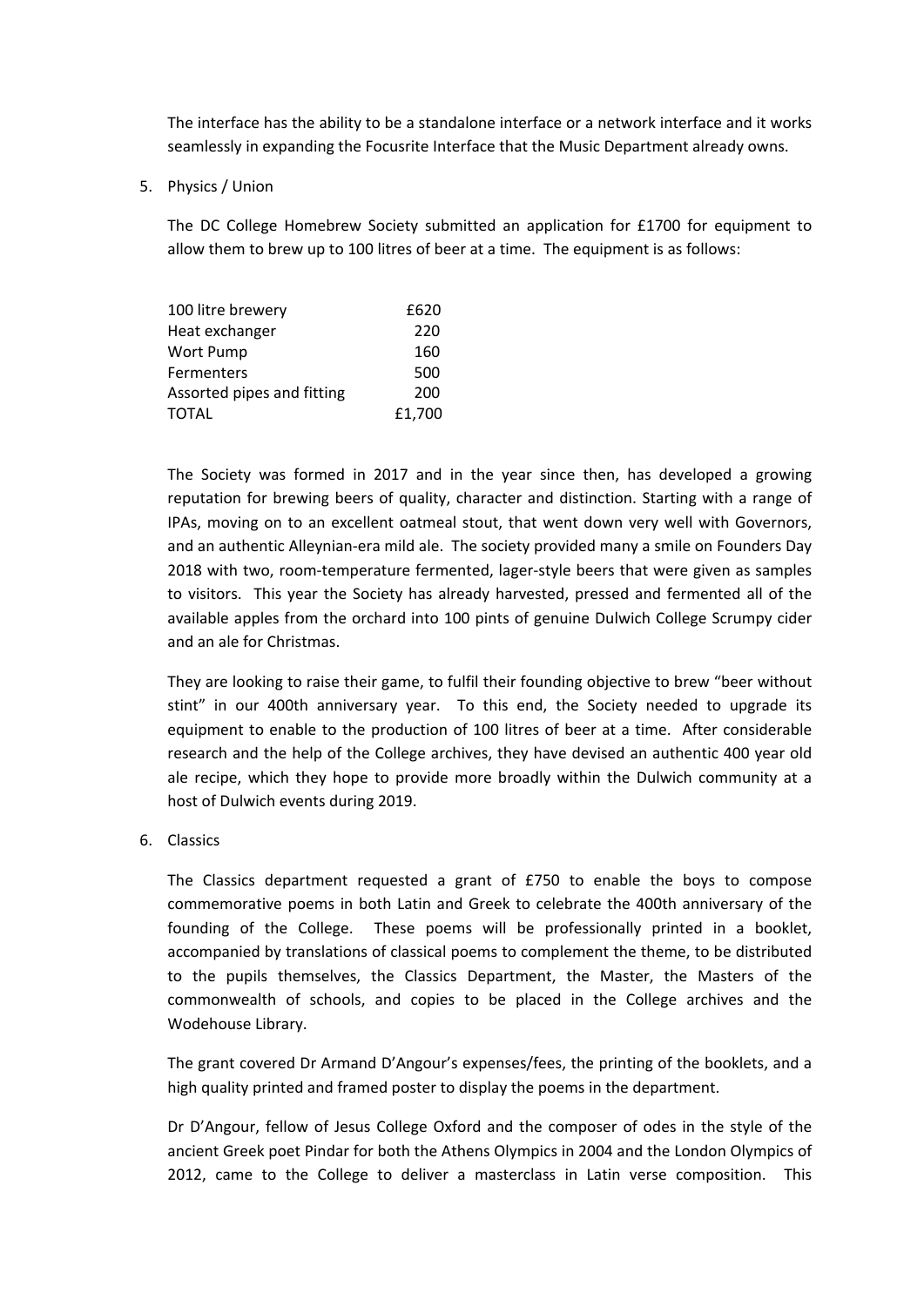The interface has the ability to be a standalone interface or a network interface and it works seamlessly in expanding the Focusrite Interface that the Music Department already owns.

5. Physics / Union

   The DC College Homebrew Society submitted an application for £1700 for equipment to allow them to brew up to 100 litres of beer at a time. The equipment is as follows:

| | |
|---|---|
| 100 litre brewery | £620 |
| Heat exchanger | 220 |
| Wort Pump | 160 |
| Fermenters | 500 |
| Assorted pipes and fitting | 200 |
| TOTAL | £1,700 |

   The Society was formed in 2017 and in the year since then, has developed a growing reputation for brewing beers of quality, character and distinction. Starting with a range of IPAs, moving on to an excellent oatmeal stout, that went down very well with Governors, and an authentic Alleynian-era mild ale. The society provided many a smile on Founders Day 2018 with two, room-temperature fermented, lager-style beers that were given as samples to visitors. This year the Society has already harvested, pressed and fermented all of the available apples from the orchard into 100 pints of genuine Dulwich College Scrumpy cider and an ale for Christmas.

   They are looking to raise their game, to fulfil their founding objective to brew "beer without stint" in our 400th anniversary year. To this end, the Society needed to upgrade its equipment to enable to the production of 100 litres of beer at a time. After considerable research and the help of the College archives, they have devised an authentic 400 year old ale recipe, which they hope to provide more broadly within the Dulwich community at a host of Dulwich events during 2019.

6. Classics

   The Classics department requested a grant of £750 to enable the boys to compose commemorative poems in both Latin and Greek to celebrate the 400th anniversary of the founding of the College. These poems will be professionally printed in a booklet, accompanied by translations of classical poems to complement the theme, to be distributed to the pupils themselves, the Classics Department, the Master, the Masters of the commonwealth of schools, and copies to be placed in the College archives and the Wodehouse Library.

   The grant covered Dr Armand D'Angour's expenses/fees, the printing of the booklets, and a high quality printed and framed poster to display the poems in the department.

   Dr D'Angour, fellow of Jesus College Oxford and the composer of odes in the style of the ancient Greek poet Pindar for both the Athens Olympics in 2004 and the London Olympics of 2012, came to the College to deliver a masterclass in Latin verse composition. This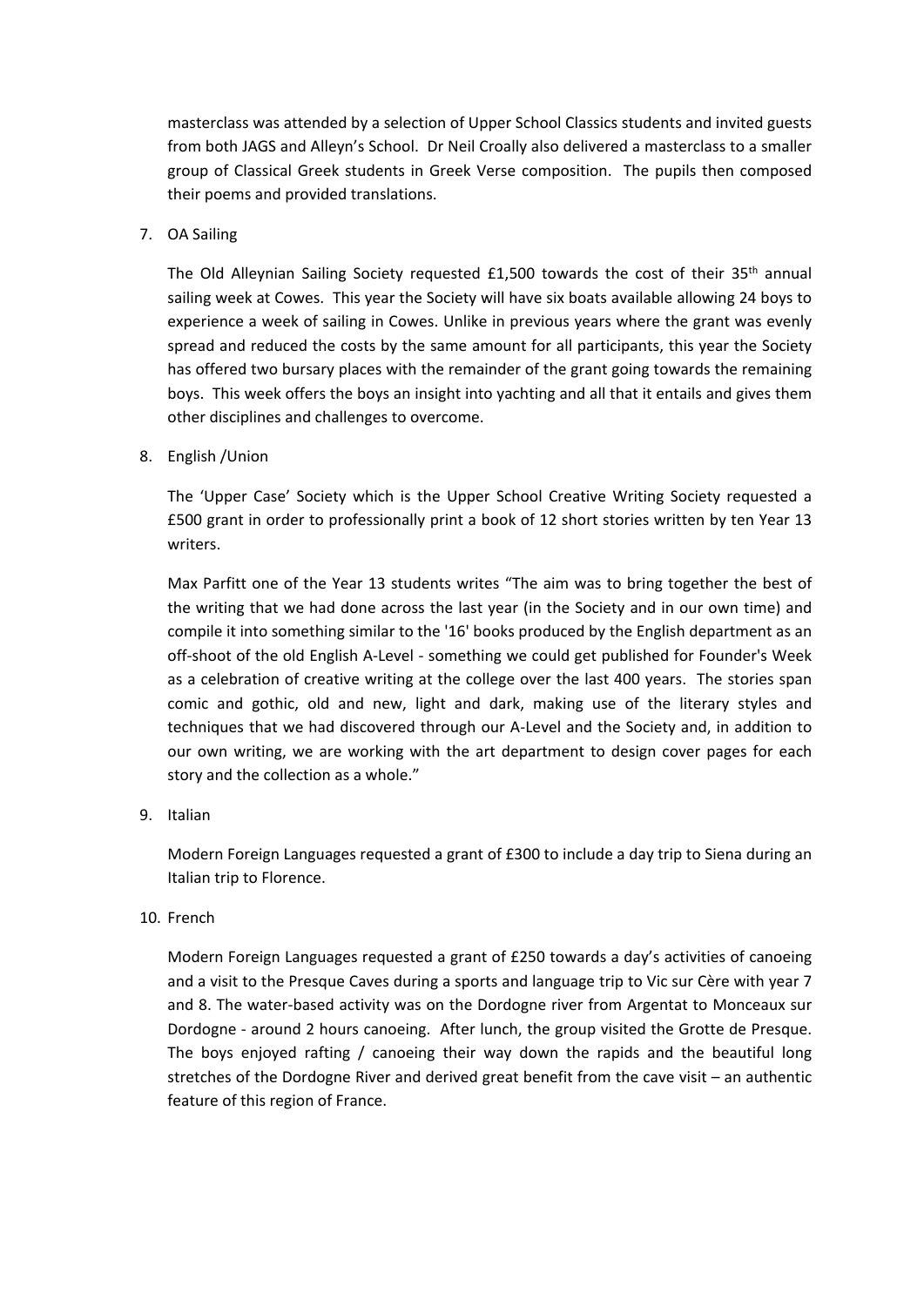masterclass was attended by a selection of Upper School Classics students and invited guests from both JAGS and Alleyn's School. Dr Neil Croally also delivered a masterclass to a smaller group of Classical Greek students in Greek Verse composition. The pupils then composed their poems and provided translations.

7. OA Sailing

   The Old Alleynian Sailing Society requested £1,500 towards the cost of their 35th annual sailing week at Cowes. This year the Society will have six boats available allowing 24 boys to experience a week of sailing in Cowes. Unlike in previous years where the grant was evenly spread and reduced the costs by the same amount for all participants, this year the Society has offered two bursary places with the remainder of the grant going towards the remaining boys. This week offers the boys an insight into yachting and all that it entails and gives them other disciplines and challenges to overcome.

8. English /Union

   The 'Upper Case' Society which is the Upper School Creative Writing Society requested a £500 grant in order to professionally print a book of 12 short stories written by ten Year 13 writers.

   Max Parfitt one of the Year 13 students writes "The aim was to bring together the best of the writing that we had done across the last year (in the Society and in our own time) and compile it into something similar to the '16' books produced by the English department as an off-shoot of the old English A-Level - something we could get published for Founder's Week as a celebration of creative writing at the college over the last 400 years. The stories span comic and gothic, old and new, light and dark, making use of the literary styles and techniques that we had discovered through our A-Level and the Society and, in addition to our own writing, we are working with the art department to design cover pages for each story and the collection as a whole."

9. Italian

   Modern Foreign Languages requested a grant of £300 to include a day trip to Siena during an Italian trip to Florence.

10. French

    Modern Foreign Languages requested a grant of £250 towards a day's activities of canoeing and a visit to the Presque Caves during a sports and language trip to Vic sur Cère with year 7 and 8. The water-based activity was on the Dordogne river from Argentat to Monceaux sur Dordogne - around 2 hours canoeing. After lunch, the group visited the Grotte de Presque. The boys enjoyed rafting / canoeing their way down the rapids and the beautiful long stretches of the Dordogne River and derived great benefit from the cave visit – an authentic feature of this region of France.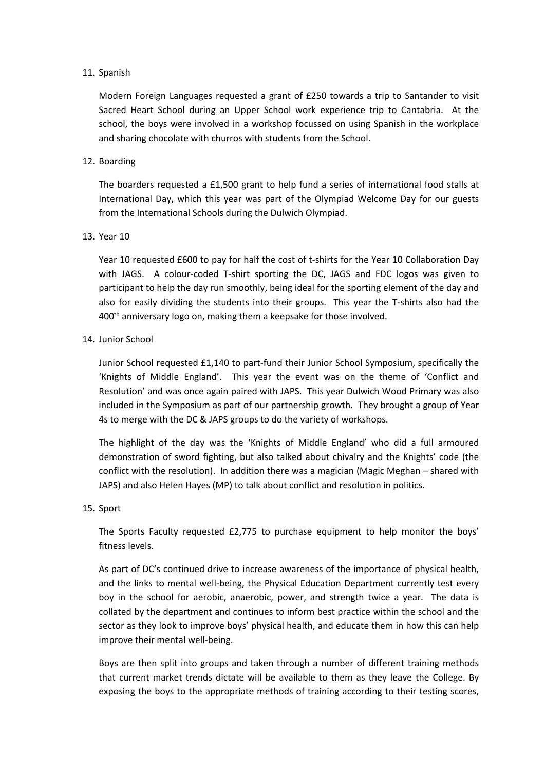11. Spanish

    Modern Foreign Languages requested a grant of £250 towards a trip to Santander to visit Sacred Heart School during an Upper School work experience trip to Cantabria. At the school, the boys were involved in a workshop focussed on using Spanish in the workplace and sharing chocolate with churros with students from the School.

12. Boarding

    The boarders requested a £1,500 grant to help fund a series of international food stalls at International Day, which this year was part of the Olympiad Welcome Day for our guests from the International Schools during the Dulwich Olympiad.

13. Year 10

    Year 10 requested £600 to pay for half the cost of t-shirts for the Year 10 Collaboration Day with JAGS. A colour-coded T-shirt sporting the DC, JAGS and FDC logos was given to participant to help the day run smoothly, being ideal for the sporting element of the day and also for easily dividing the students into their groups. This year the T-shirts also had the 400th anniversary logo on, making them a keepsake for those involved.

14. Junior School

    Junior School requested £1,140 to part-fund their Junior School Symposium, specifically the 'Knights of Middle England'. This year the event was on the theme of 'Conflict and Resolution' and was once again paired with JAPS. This year Dulwich Wood Primary was also included in the Symposium as part of our partnership growth. They brought a group of Year 4s to merge with the DC & JAPS groups to do the variety of workshops.

    The highlight of the day was the 'Knights of Middle England' who did a full armoured demonstration of sword fighting, but also talked about chivalry and the Knights' code (the conflict with the resolution). In addition there was a magician (Magic Meghan – shared with JAPS) and also Helen Hayes (MP) to talk about conflict and resolution in politics.

15. Sport

    The Sports Faculty requested £2,775 to purchase equipment to help monitor the boys' fitness levels.

    As part of DC's continued drive to increase awareness of the importance of physical health, and the links to mental well-being, the Physical Education Department currently test every boy in the school for aerobic, anaerobic, power, and strength twice a year. The data is collated by the department and continues to inform best practice within the school and the sector as they look to improve boys' physical health, and educate them in how this can help improve their mental well-being.

    Boys are then split into groups and taken through a number of different training methods that current market trends dictate will be available to them as they leave the College. By exposing the boys to the appropriate methods of training according to their testing scores,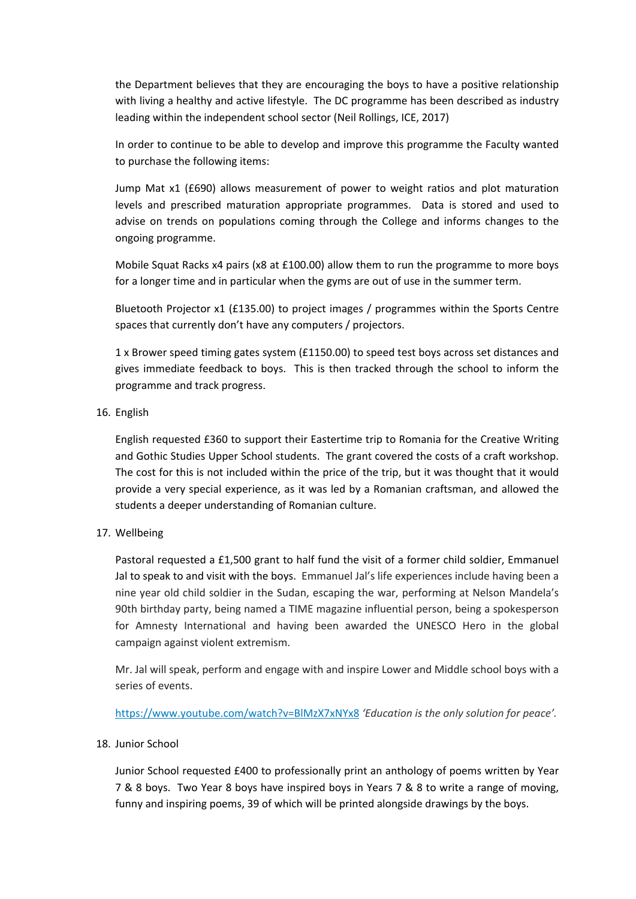the Department believes that they are encouraging the boys to have a positive relationship with living a healthy and active lifestyle. The DC programme has been described as industry leading within the independent school sector (Neil Rollings, ICE, 2017)

In order to continue to be able to develop and improve this programme the Faculty wanted to purchase the following items:

Jump Mat x1 (£690) allows measurement of power to weight ratios and plot maturation levels and prescribed maturation appropriate programmes. Data is stored and used to advise on trends on populations coming through the College and informs changes to the ongoing programme.

Mobile Squat Racks x4 pairs (x8 at £100.00) allow them to run the programme to more boys for a longer time and in particular when the gyms are out of use in the summer term.

Bluetooth Projector x1 (£135.00) to project images / programmes within the Sports Centre spaces that currently don't have any computers / projectors.

1 x Brower speed timing gates system (£1150.00) to speed test boys across set distances and gives immediate feedback to boys. This is then tracked through the school to inform the programme and track progress.

16. English

    English requested £360 to support their Eastertime trip to Romania for the Creative Writing and Gothic Studies Upper School students. The grant covered the costs of a craft workshop. The cost for this is not included within the price of the trip, but it was thought that it would provide a very special experience, as it was led by a Romanian craftsman, and allowed the students a deeper understanding of Romanian culture.

17. Wellbeing

    Pastoral requested a £1,500 grant to half fund the visit of a former child soldier, Emmanuel Jal to speak to and visit with the boys. Emmanuel Jal's life experiences include having been a nine year old child soldier in the Sudan, escaping the war, performing at Nelson Mandela's 90th birthday party, being named a TIME magazine influential person, being a spokesperson for Amnesty International and having been awarded the UNESCO Hero in the global campaign against violent extremism.

    Mr. Jal will speak, perform and engage with and inspire Lower and Middle school boys with a series of events.

    https://www.youtube.com/watch?v=BlMzX7xNYx8 *'Education is the only solution for peace'.*

18. Junior School

    Junior School requested £400 to professionally print an anthology of poems written by Year 7 & 8 boys. Two Year 8 boys have inspired boys in Years 7 & 8 to write a range of moving, funny and inspiring poems, 39 of which will be printed alongside drawings by the boys.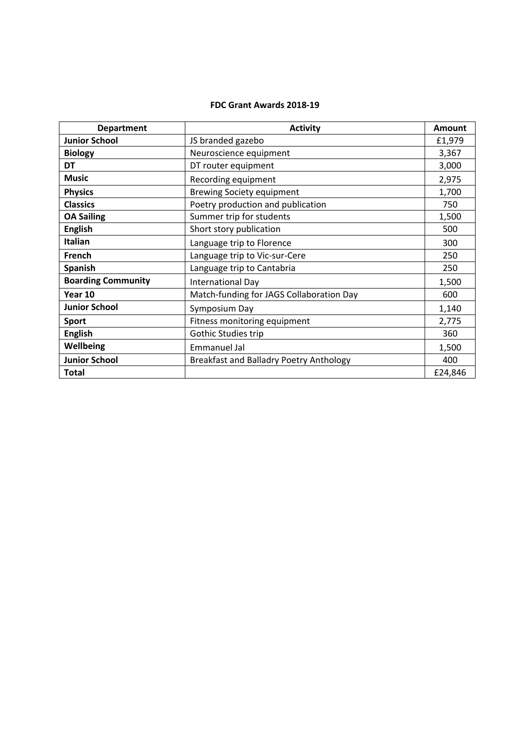**FDC Grant Awards 2018-19**

| Department | Activity | Amount |
|---|---|---|
| **Junior School** | JS branded gazebo | £1,979 |
| **Biology** | Neuroscience equipment | 3,367 |
| **DT** | DT router equipment | 3,000 |
| **Music** | Recording equipment | 2,975 |
| **Physics** | Brewing Society equipment | 1,700 |
| **Classics** | Poetry production and publication | 750 |
| **OA Sailing** | Summer trip for students | 1,500 |
| **English** | Short story publication | 500 |
| **Italian** | Language trip to Florence | 300 |
| **French** | Language trip to Vic-sur-Cere | 250 |
| **Spanish** | Language trip to Cantabria | 250 |
| **Boarding Community** | International Day | 1,500 |
| **Year 10** | Match-funding for JAGS Collaboration Day | 600 |
| **Junior School** | Symposium Day | 1,140 |
| **Sport** | Fitness monitoring equipment | 2,775 |
| **English** | Gothic Studies trip | 360 |
| **Wellbeing** | Emmanuel Jal | 1,500 |
| **Junior School** | Breakfast and Balladry Poetry Anthology | 400 |
| **Total** | | £24,846 |